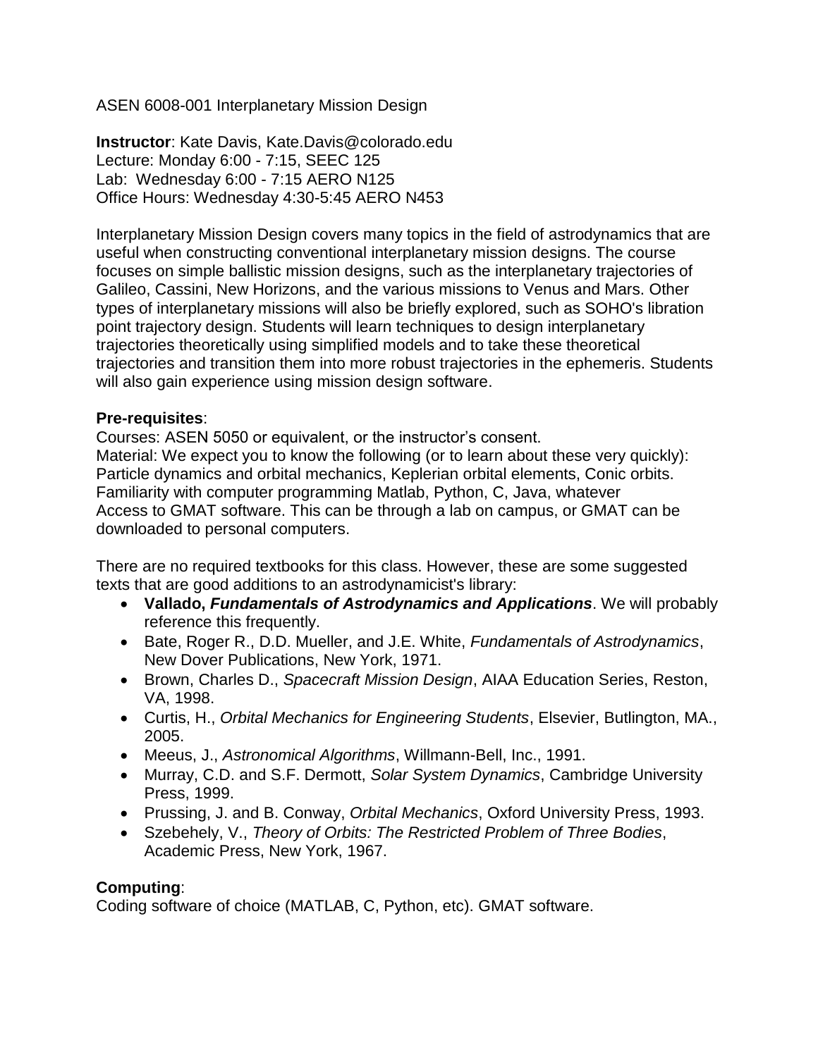ASEN 6008-001 Interplanetary Mission Design

**Instructor**: Kate Davis, Kate.Davis@colorado.edu
Lecture: Monday 6:00 - 7:15, SEEC 125
Lab: Wednesday 6:00 - 7:15 AERO N125
Office Hours: Wednesday 4:30-5:45 AERO N453

Interplanetary Mission Design covers many topics in the field of astrodynamics that are useful when constructing conventional interplanetary mission designs. The course focuses on simple ballistic mission designs, such as the interplanetary trajectories of Galileo, Cassini, New Horizons, and the various missions to Venus and Mars. Other types of interplanetary missions will also be briefly explored, such as SOHO's libration point trajectory design. Students will learn techniques to design interplanetary trajectories theoretically using simplified models and to take these theoretical trajectories and transition them into more robust trajectories in the ephemeris. Students will also gain experience using mission design software.

**Pre-requisites**:
Courses: ASEN 5050 or equivalent, or the instructor's consent.
Material: We expect you to know the following (or to learn about these very quickly): Particle dynamics and orbital mechanics, Keplerian orbital elements, Conic orbits.
Familiarity with computer programming Matlab, Python, C, Java, whatever
Access to GMAT software. This can be through a lab on campus, or GMAT can be downloaded to personal computers.

There are no required textbooks for this class. However, these are some suggested texts that are good additions to an astrodynamicist's library:

- **Vallado, *Fundamentals of Astrodynamics and Applications***. We will probably reference this frequently.
- Bate, Roger R., D.D. Mueller, and J.E. White, *Fundamentals of Astrodynamics*, New Dover Publications, New York, 1971.
- Brown, Charles D., *Spacecraft Mission Design*, AIAA Education Series, Reston, VA, 1998.
- Curtis, H., *Orbital Mechanics for Engineering Students*, Elsevier, Butlington, MA., 2005.
- Meeus, J., *Astronomical Algorithms*, Willmann-Bell, Inc., 1991.
- Murray, C.D. and S.F. Dermott, *Solar System Dynamics*, Cambridge University Press, 1999.
- Prussing, J. and B. Conway, *Orbital Mechanics*, Oxford University Press, 1993.
- Szebehely, V., *Theory of Orbits: The Restricted Problem of Three Bodies*, Academic Press, New York, 1967.

**Computing**:
Coding software of choice (MATLAB, C, Python, etc). GMAT software.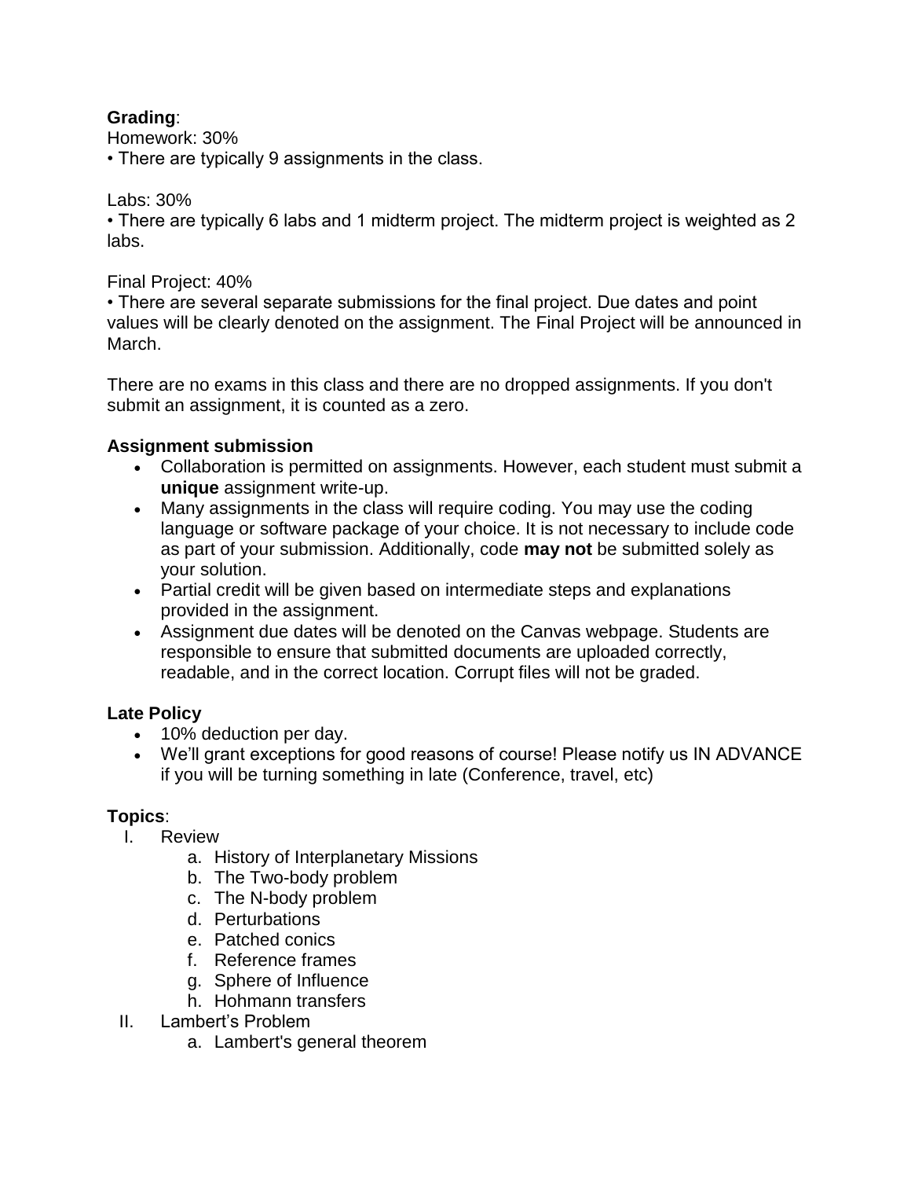**Grading**:

Homework: 30%

• There are typically 9 assignments in the class.

Labs: 30%

• There are typically 6 labs and 1 midterm project. The midterm project is weighted as 2 labs.

Final Project: 40%

• There are several separate submissions for the final project. Due dates and point values will be clearly denoted on the assignment. The Final Project will be announced in March.

There are no exams in this class and there are no dropped assignments. If you don't submit an assignment, it is counted as a zero.

**Assignment submission**

- Collaboration is permitted on assignments. However, each student must submit a **unique** assignment write-up.
- Many assignments in the class will require coding. You may use the coding language or software package of your choice. It is not necessary to include code as part of your submission. Additionally, code **may not** be submitted solely as your solution.
- Partial credit will be given based on intermediate steps and explanations provided in the assignment.
- Assignment due dates will be denoted on the Canvas webpage. Students are responsible to ensure that submitted documents are uploaded correctly, readable, and in the correct location. Corrupt files will not be graded.

**Late Policy**

- 10% deduction per day.
- We'll grant exceptions for good reasons of course! Please notify us IN ADVANCE if you will be turning something in late (Conference, travel, etc)

**Topics**:

I. Review
   a. History of Interplanetary Missions
   b. The Two-body problem
   c. The N-body problem
   d. Perturbations
   e. Patched conics
   f. Reference frames
   g. Sphere of Influence
   h. Hohmann transfers

II. Lambert's Problem
   a. Lambert's general theorem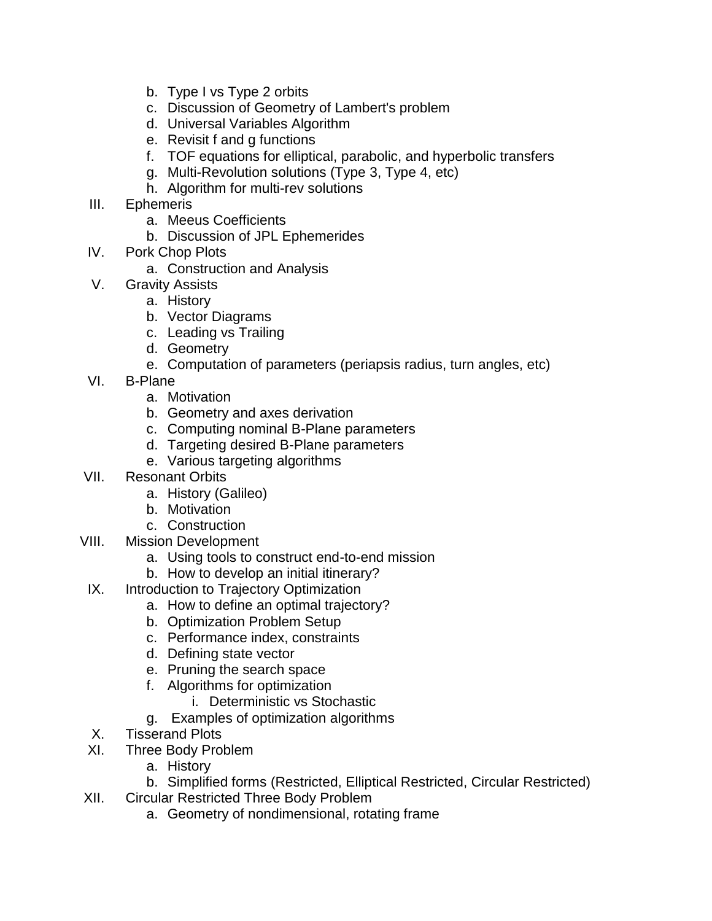b. Type I vs Type 2 orbits
   c. Discussion of Geometry of Lambert's problem
   d. Universal Variables Algorithm
   e. Revisit f and g functions
   f. TOF equations for elliptical, parabolic, and hyperbolic transfers
   g. Multi-Revolution solutions (Type 3, Type 4, etc)
   h. Algorithm for multi-rev solutions

III. Ephemeris
   a. Meeus Coefficients
   b. Discussion of JPL Ephemerides

IV. Pork Chop Plots
   a. Construction and Analysis

V. Gravity Assists
   a. History
   b. Vector Diagrams
   c. Leading vs Trailing
   d. Geometry
   e. Computation of parameters (periapsis radius, turn angles, etc)

VI. B-Plane
   a. Motivation
   b. Geometry and axes derivation
   c. Computing nominal B-Plane parameters
   d. Targeting desired B-Plane parameters
   e. Various targeting algorithms

VII. Resonant Orbits
   a. History (Galileo)
   b. Motivation
   c. Construction

VIII. Mission Development
   a. Using tools to construct end-to-end mission
   b. How to develop an initial itinerary?

IX. Introduction to Trajectory Optimization
   a. How to define an optimal trajectory?
   b. Optimization Problem Setup
   c. Performance index, constraints
   d. Defining state vector
   e. Pruning the search space
   f. Algorithms for optimization
      i. Deterministic vs Stochastic
   g. Examples of optimization algorithms

X. Tisserand Plots

XI. Three Body Problem
   a. History
   b. Simplified forms (Restricted, Elliptical Restricted, Circular Restricted)

XII. Circular Restricted Three Body Problem
   a. Geometry of nondimensional, rotating frame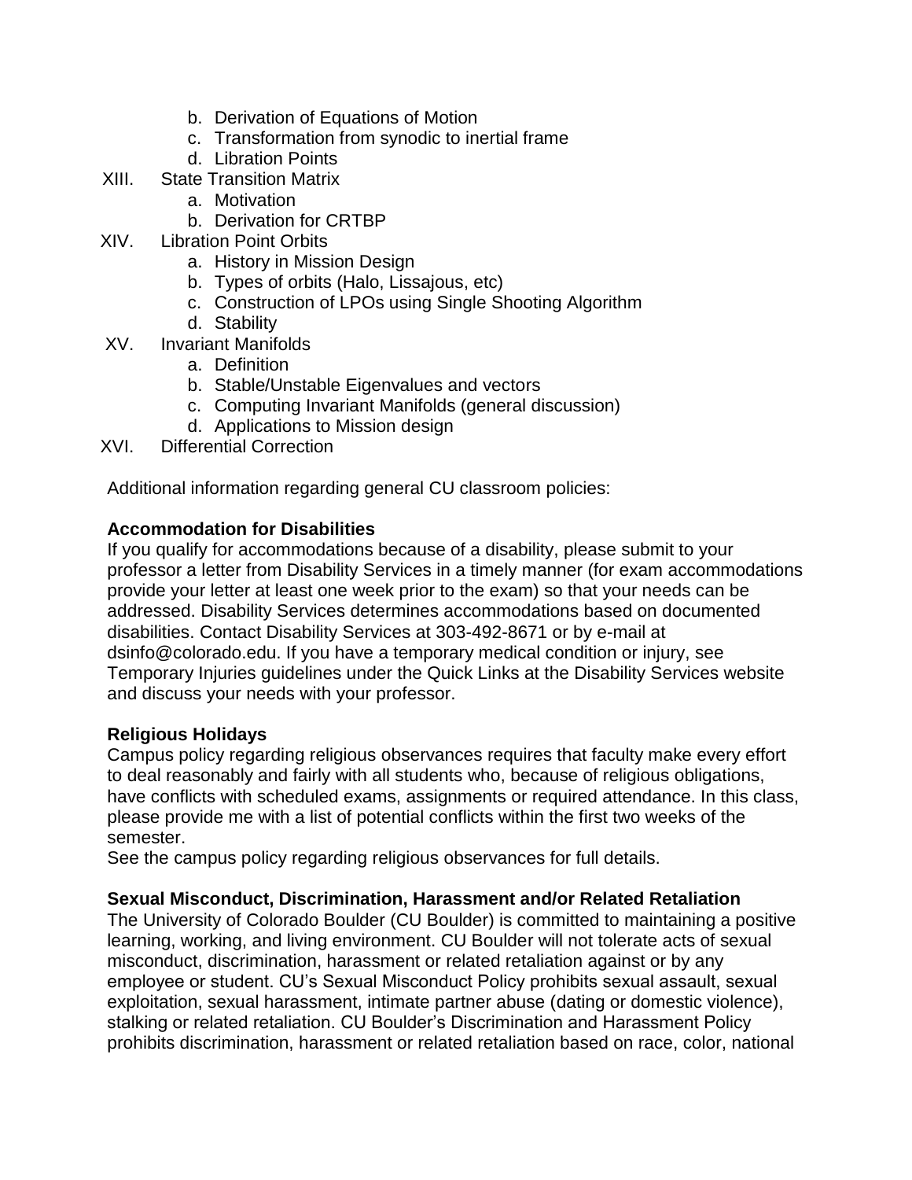b. Derivation of Equations of Motion
   c. Transformation from synodic to inertial frame
   d. Libration Points

XIII. State Transition Matrix
   a. Motivation
   b. Derivation for CRTBP

XIV. Libration Point Orbits
   a. History in Mission Design
   b. Types of orbits (Halo, Lissajous, etc)
   c. Construction of LPOs using Single Shooting Algorithm
   d. Stability

XV. Invariant Manifolds
   a. Definition
   b. Stable/Unstable Eigenvalues and vectors
   c. Computing Invariant Manifolds (general discussion)
   d. Applications to Mission design

XVI. Differential Correction

Additional information regarding general CU classroom policies:

**Accommodation for Disabilities**
If you qualify for accommodations because of a disability, please submit to your professor a letter from Disability Services in a timely manner (for exam accommodations provide your letter at least one week prior to the exam) so that your needs can be addressed. Disability Services determines accommodations based on documented disabilities. Contact Disability Services at 303-492-8671 or by e-mail at dsinfo@colorado.edu. If you have a temporary medical condition or injury, see Temporary Injuries guidelines under the Quick Links at the Disability Services website and discuss your needs with your professor.

**Religious Holidays**
Campus policy regarding religious observances requires that faculty make every effort to deal reasonably and fairly with all students who, because of religious obligations, have conflicts with scheduled exams, assignments or required attendance. In this class, please provide me with a list of potential conflicts within the first two weeks of the semester.
See the campus policy regarding religious observances for full details.

**Sexual Misconduct, Discrimination, Harassment and/or Related Retaliation**
The University of Colorado Boulder (CU Boulder) is committed to maintaining a positive learning, working, and living environment. CU Boulder will not tolerate acts of sexual misconduct, discrimination, harassment or related retaliation against or by any employee or student. CU's Sexual Misconduct Policy prohibits sexual assault, sexual exploitation, sexual harassment, intimate partner abuse (dating or domestic violence), stalking or related retaliation. CU Boulder's Discrimination and Harassment Policy prohibits discrimination, harassment or related retaliation based on race, color, national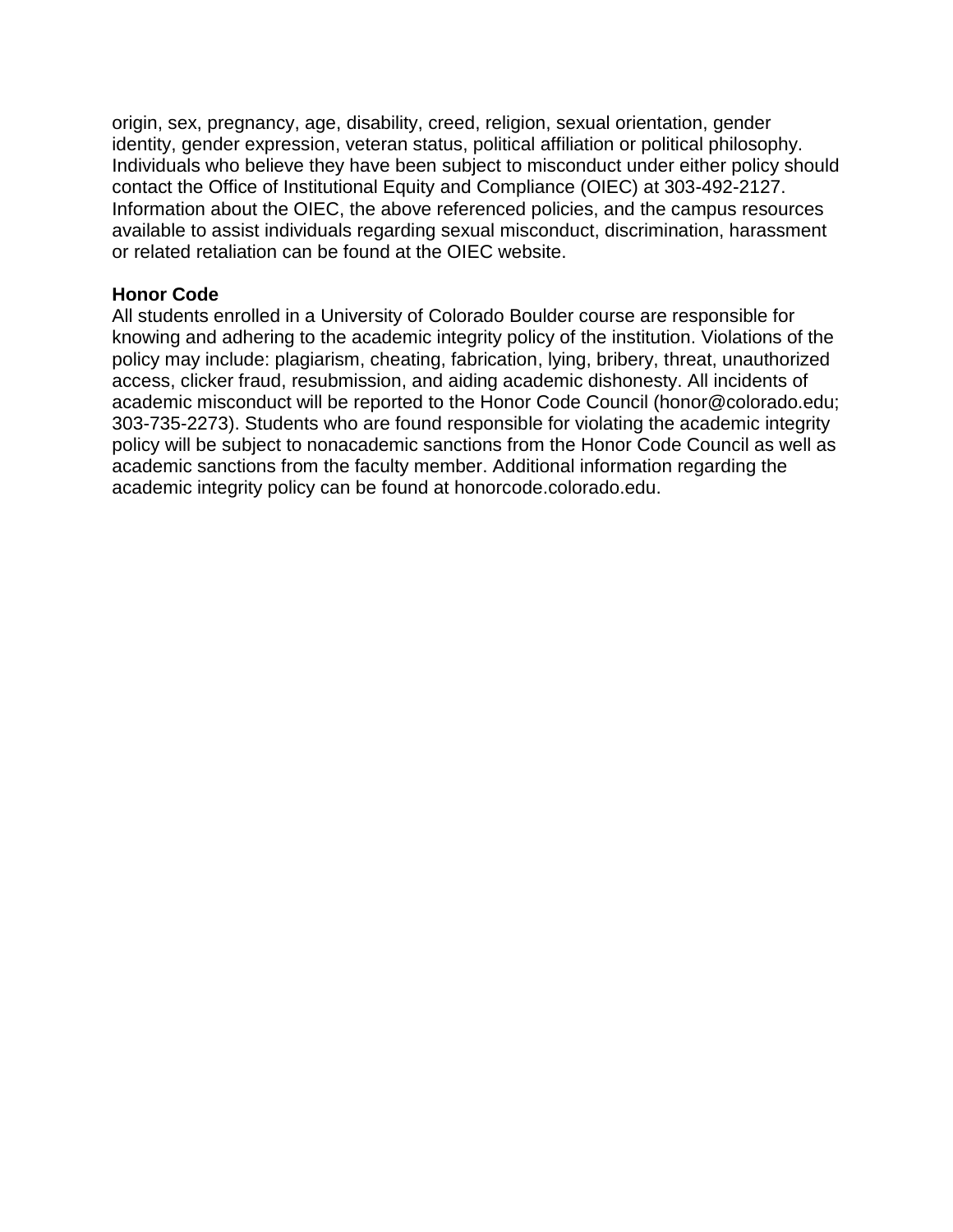origin, sex, pregnancy, age, disability, creed, religion, sexual orientation, gender identity, gender expression, veteran status, political affiliation or political philosophy. Individuals who believe they have been subject to misconduct under either policy should contact the Office of Institutional Equity and Compliance (OIEC) at 303-492-2127. Information about the OIEC, the above referenced policies, and the campus resources available to assist individuals regarding sexual misconduct, discrimination, harassment or related retaliation can be found at the OIEC website.

**Honor Code**

All students enrolled in a University of Colorado Boulder course are responsible for knowing and adhering to the academic integrity policy of the institution. Violations of the policy may include: plagiarism, cheating, fabrication, lying, bribery, threat, unauthorized access, clicker fraud, resubmission, and aiding academic dishonesty. All incidents of academic misconduct will be reported to the Honor Code Council (honor@colorado.edu; 303-735-2273). Students who are found responsible for violating the academic integrity policy will be subject to nonacademic sanctions from the Honor Code Council as well as academic sanctions from the faculty member. Additional information regarding the academic integrity policy can be found at honorcode.colorado.edu.